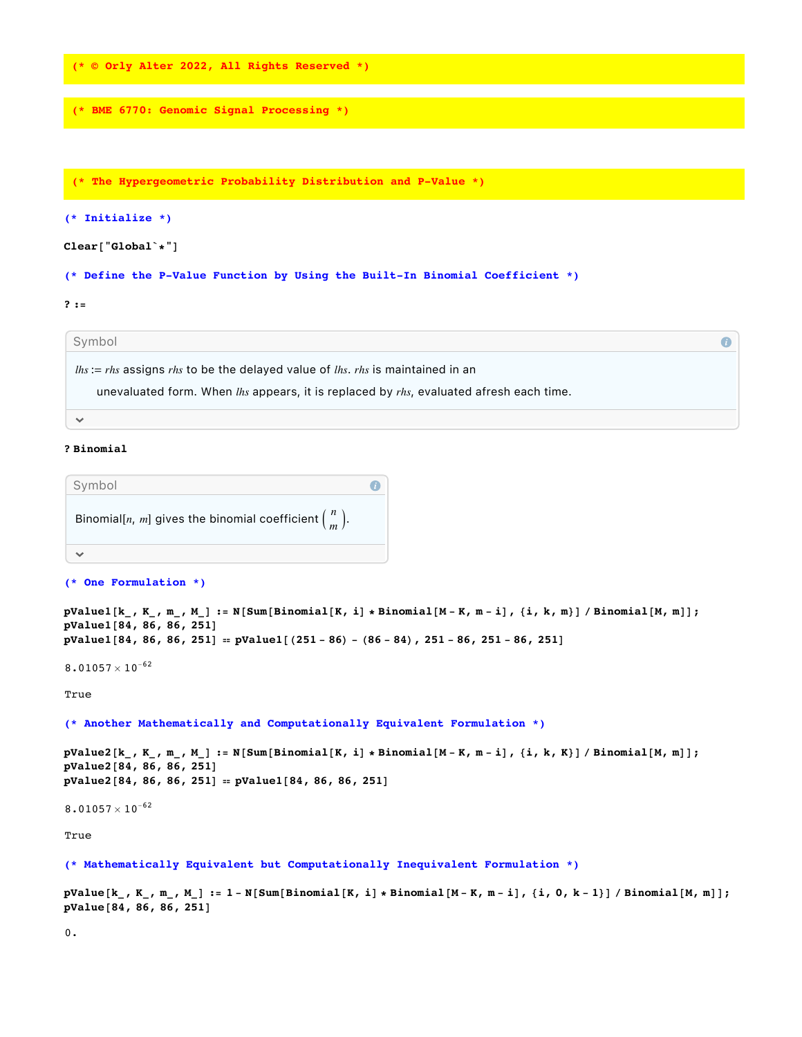```
(* © Orly Alter 2022, All Rights Reserved *)
```

```
(* BME 6770: Genomic Signal Processing *)
```

```
(* The Hypergeometric Probability Distribution and P-Value *)
```

```
(* Initialize *)

Clear["Global`*"]
```

```
(* Define the P-Value Function by Using the Built-In Binomial Coefficient *)

? :=
```

Symbol

*lhs* := *rhs* assigns *rhs* to be the delayed value of *lhs*. *rhs* is maintained in an unevaluated form. When *lhs* appears, it is replaced by *rhs*, evaluated afresh each time.

```
? Binomial
```

Symbol

Binomial[*n*, *m*] gives the binomial coefficient $\binom{n}{m}$.

```
(* One Formulation *)

pValue1[k_, K_, m_, M_] := N[Sum[Binomial[K, i] * Binomial[M - K, m - i], {i, k, m}] / Binomial[M, m]];
pValue1[84, 86, 86, 251]
pValue1[84, 86, 86, 251] == pValue1[(251 - 86) - (86 - 84), 251 - 86, 251 - 86, 251]
```

$8.01057 \times 10^{-62}$

True

```
(* Another Mathematically and Computationally Equivalent Formulation *)

pValue2[k_, K_, m_, M_] := N[Sum[Binomial[K, i] * Binomial[M - K, m - i], {i, k, K}] / Binomial[M, m]];
pValue2[84, 86, 86, 251]
pValue2[84, 86, 86, 251] == pValue1[84, 86, 86, 251]
```

$8.01057 \times 10^{-62}$

True

```
(* Mathematically Equivalent but Computationally Inequivalent Formulation *)

pValue[k_, K_, m_, M_] := 1 - N[Sum[Binomial[K, i] * Binomial[M - K, m - i], {i, 0, k - 1}] / Binomial[M, m]];
pValue[84, 86, 86, 251]
```

0.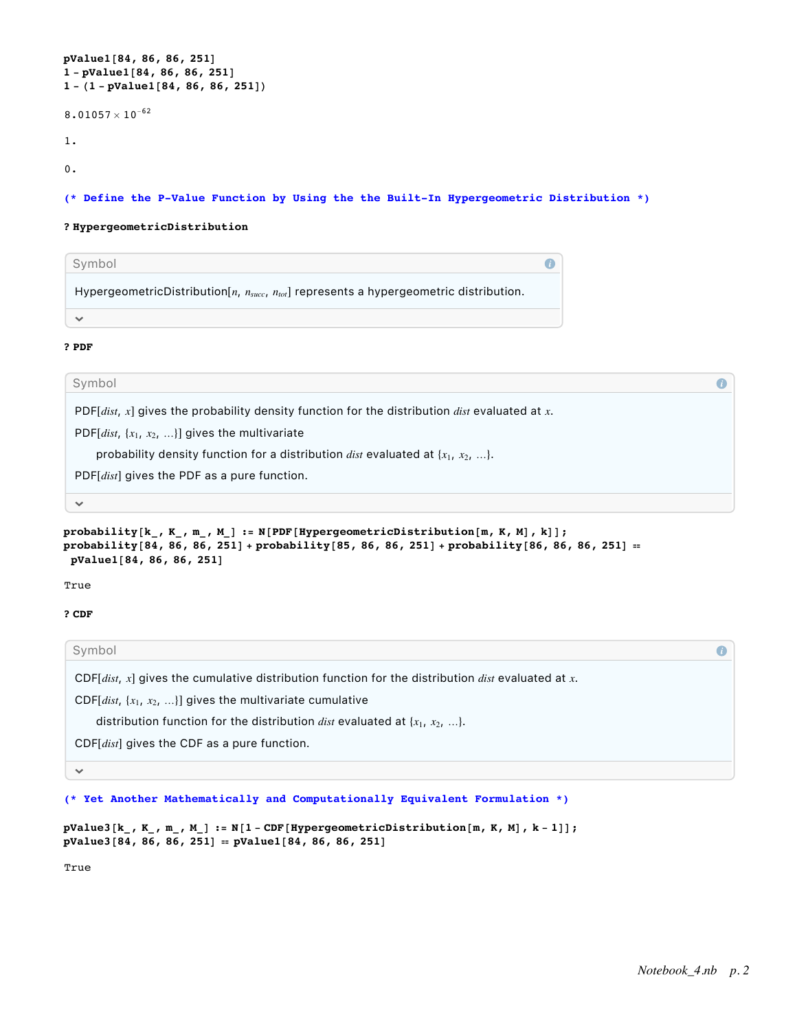```
pValue1[84, 86, 86, 251]
1 - pValue1[84, 86, 86, 251]
1 - (1 - pValue1[84, 86, 86, 251])
```

```
8.01057 × 10^-62

1.

0.
```

```
(* Define the P-Value Function by Using the the Built-In Hypergeometric Distribution *)

? HypergeometricDistribution
```

Symbol

HypergeometricDistribution[$n$, $n_{succ}$, $n_{tot}$] represents a hypergeometric distribution.

```
? PDF
```

Symbol

PDF[*dist*, *x*] gives the probability density function for the distribution *dist* evaluated at *x*.

PDF[*dist*, {$x_1$, $x_2$, ...}] gives the multivariate probability density function for a distribution *dist* evaluated at {$x_1$, $x_2$, ...}.

PDF[*dist*] gives the PDF as a pure function.

```
probability[k_, K_, m_, M_] := N[PDF[HypergeometricDistribution[m, K, M], k]];
probability[84, 86, 86, 251] + probability[85, 86, 86, 251] + probability[86, 86, 86, 251] ==
 pValue1[84, 86, 86, 251]
```

```
True
```

```
? CDF
```

Symbol

CDF[*dist*, *x*] gives the cumulative distribution function for the distribution *dist* evaluated at *x*.

CDF[*dist*, {$x_1$, $x_2$, ...}] gives the multivariate cumulative distribution function for the distribution *dist* evaluated at {$x_1$, $x_2$, ...}.

CDF[*dist*] gives the CDF as a pure function.

```
(* Yet Another Mathematically and Computationally Equivalent Formulation *)

pValue3[k_, K_, m_, M_] := N[1 - CDF[HypergeometricDistribution[m, K, M], k - 1]];
pValue3[84, 86, 86, 251] == pValue1[84, 86, 86, 251]
```

```
True
```